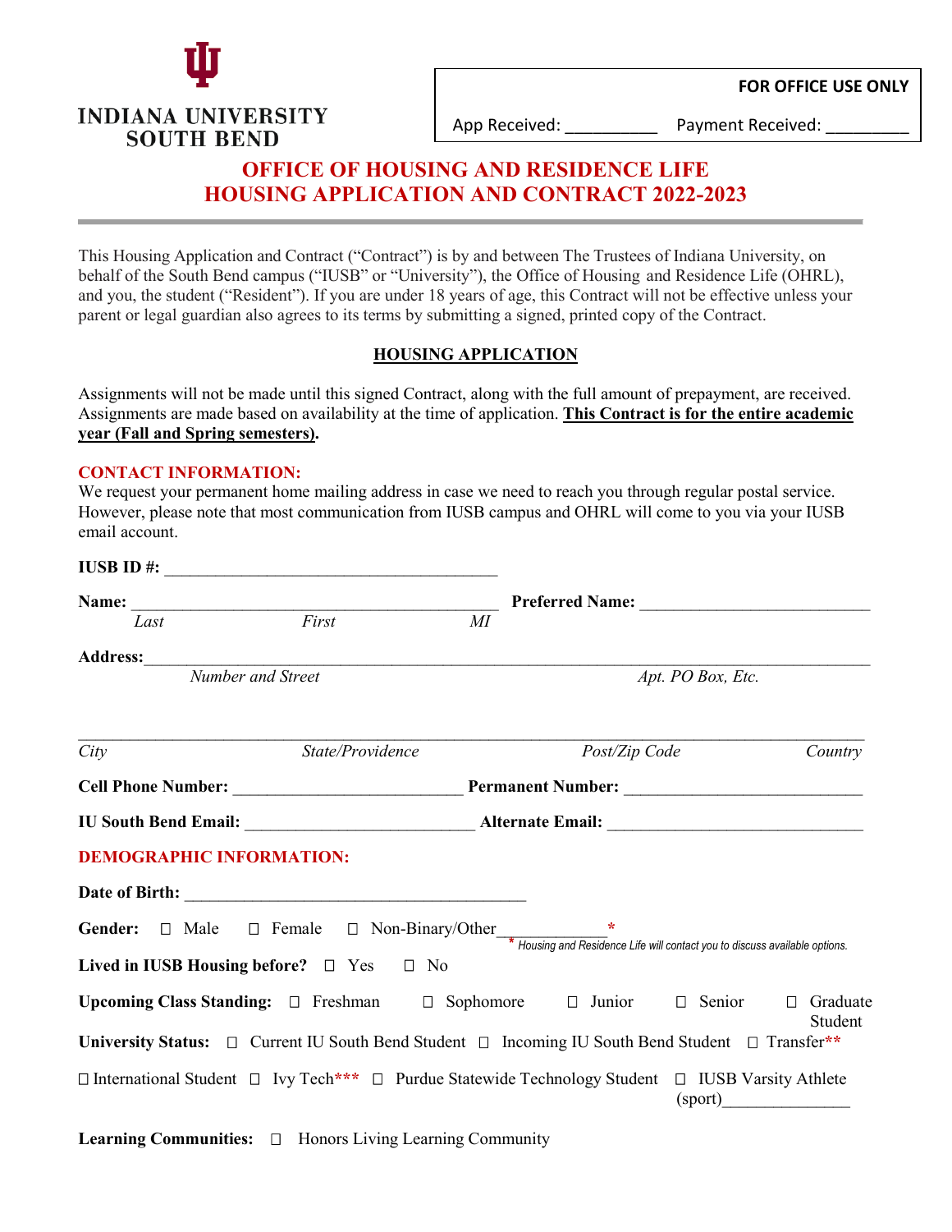**INDIANA UNIVERSITY SOUTH BEND**

**FOR OFFICE USE ONLY**

App Received: __________ Payment Received: _________

# OFFICE OF HOUSING AND RESIDENCE LIFE
# HOUSING APPLICATION AND CONTRACT 2022-2023

This Housing Application and Contract ("Contract") is by and between The Trustees of Indiana University, on behalf of the South Bend campus ("IUSB" or "University"), the Office of Housing and Residence Life (OHRL), and you, the student ("Resident"). If you are under 18 years of age, this Contract will not be effective unless your parent or legal guardian also agrees to its terms by submitting a signed, printed copy of the Contract.

## HOUSING APPLICATION

Assignments will not be made until this signed Contract, along with the full amount of prepayment, are received. Assignments are made based on availability at the time of application. **This Contract is for the entire academic year (Fall and Spring semesters).**

### CONTACT INFORMATION:

We request your permanent home mailing address in case we need to reach you through regular postal service. However, please note that most communication from IUSB campus and OHRL will come to you via your IUSB email account.

**IUSB ID #:** ________________________________________

**Name:** ____________________________________________ **Preferred Name:** ___________________________
*Last* *First* *MI*

**Address:** ______________________________________________________________________________
*Number and Street* *Apt. PO Box, Etc.*

______________________________________________________________________________
*City* *State/Providence* *Post/Zip Code* *Country*

**Cell Phone Number:** ___________________________ **Permanent Number:** ___________________________

**IU South Bend Email:** __________________________ **Alternate Email:** ______________________________

### DEMOGRAPHIC INFORMATION:

**Date of Birth:** ________________________________________

**Gender:** ☐ Male ☐ Female ☐ Non-Binary/Other____________*

\* Housing and Residence Life will contact you to discuss available options.

**Lived in IUSB Housing before?** ☐ Yes ☐ No

**Upcoming Class Standing:** ☐ Freshman ☐ Sophomore ☐ Junior ☐ Senior ☐ Graduate Student

**University Status:** ☐ Current IU South Bend Student ☐ Incoming IU South Bend Student ☐ Transfer**

☐ International Student ☐ Ivy Tech*** ☐ Purdue Statewide Technology Student ☐ IUSB Varsity Athlete (sport)_______________

**Learning Communities:** ☐ Honors Living Learning Community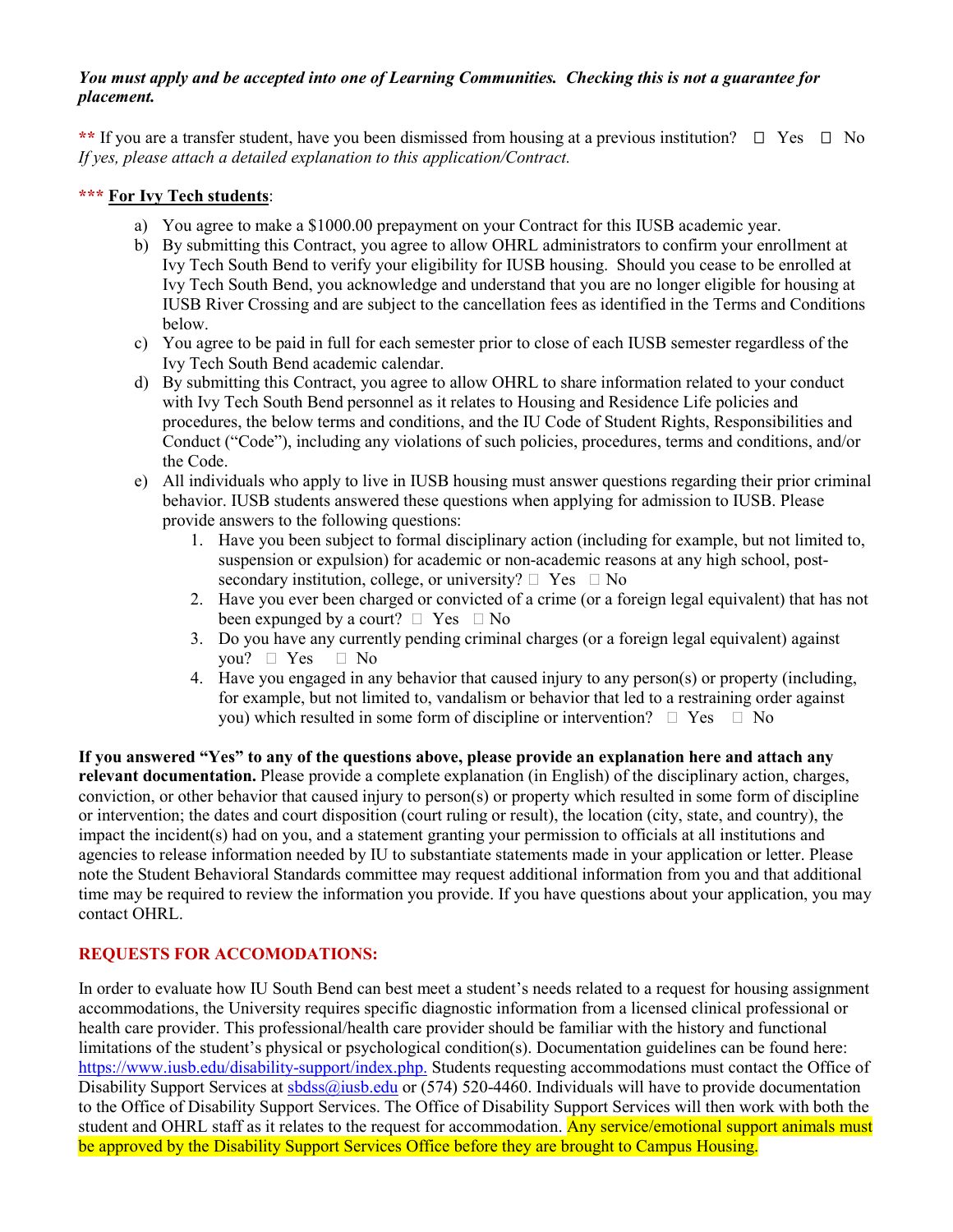***You must apply and be accepted into one of Learning Communities. Checking this is not a guarantee for placement.***

** If you are a transfer student, have you been dismissed from housing at a previous institution? ☐ Yes ☐ No
*If yes, please attach a detailed explanation to this application/Contract.*

*** **For Ivy Tech students**:

a) You agree to make a $1000.00 prepayment on your Contract for this IUSB academic year.
b) By submitting this Contract, you agree to allow OHRL administrators to confirm your enrollment at Ivy Tech South Bend to verify your eligibility for IUSB housing. Should you cease to be enrolled at Ivy Tech South Bend, you acknowledge and understand that you are no longer eligible for housing at IUSB River Crossing and are subject to the cancellation fees as identified in the Terms and Conditions below.
c) You agree to be paid in full for each semester prior to close of each IUSB semester regardless of the Ivy Tech South Bend academic calendar.
d) By submitting this Contract, you agree to allow OHRL to share information related to your conduct with Ivy Tech South Bend personnel as it relates to Housing and Residence Life policies and procedures, the below terms and conditions, and the IU Code of Student Rights, Responsibilities and Conduct ("Code"), including any violations of such policies, procedures, terms and conditions, and/or the Code.
e) All individuals who apply to live in IUSB housing must answer questions regarding their prior criminal behavior. IUSB students answered these questions when applying for admission to IUSB. Please provide answers to the following questions:
    1. Have you been subject to formal disciplinary action (including for example, but not limited to, suspension or expulsion) for academic or non-academic reasons at any high school, post-secondary institution, college, or university? ☐ Yes ☐ No
    2. Have you ever been charged or convicted of a crime (or a foreign legal equivalent) that has not been expunged by a court? ☐ Yes ☐ No
    3. Do you have any currently pending criminal charges (or a foreign legal equivalent) against you? ☐ Yes ☐ No
    4. Have you engaged in any behavior that caused injury to any person(s) or property (including, for example, but not limited to, vandalism or behavior that led to a restraining order against you) which resulted in some form of discipline or intervention? ☐ Yes ☐ No

**If you answered "Yes" to any of the questions above, please provide an explanation here and attach any relevant documentation.** Please provide a complete explanation (in English) of the disciplinary action, charges, conviction, or other behavior that caused injury to person(s) or property which resulted in some form of discipline or intervention; the dates and court disposition (court ruling or result), the location (city, state, and country), the impact the incident(s) had on you, and a statement granting your permission to officials at all institutions and agencies to release information needed by IU to substantiate statements made in your application or letter. Please note the Student Behavioral Standards committee may request additional information from you and that additional time may be required to review the information you provide. If you have questions about your application, you may contact OHRL.

## REQUESTS FOR ACCOMODATIONS:

In order to evaluate how IU South Bend can best meet a student's needs related to a request for housing assignment accommodations, the University requires specific diagnostic information from a licensed clinical professional or health care provider. This professional/health care provider should be familiar with the history and functional limitations of the student's physical or psychological condition(s). Documentation guidelines can be found here: https://www.iusb.edu/disability-support/index.php. Students requesting accommodations must contact the Office of Disability Support Services at sbdss@iusb.edu or (574) 520-4460. Individuals will have to provide documentation to the Office of Disability Support Services. The Office of Disability Support Services will then work with both the student and OHRL staff as it relates to the request for accommodation. Any service/emotional support animals must be approved by the Disability Support Services Office before they are brought to Campus Housing.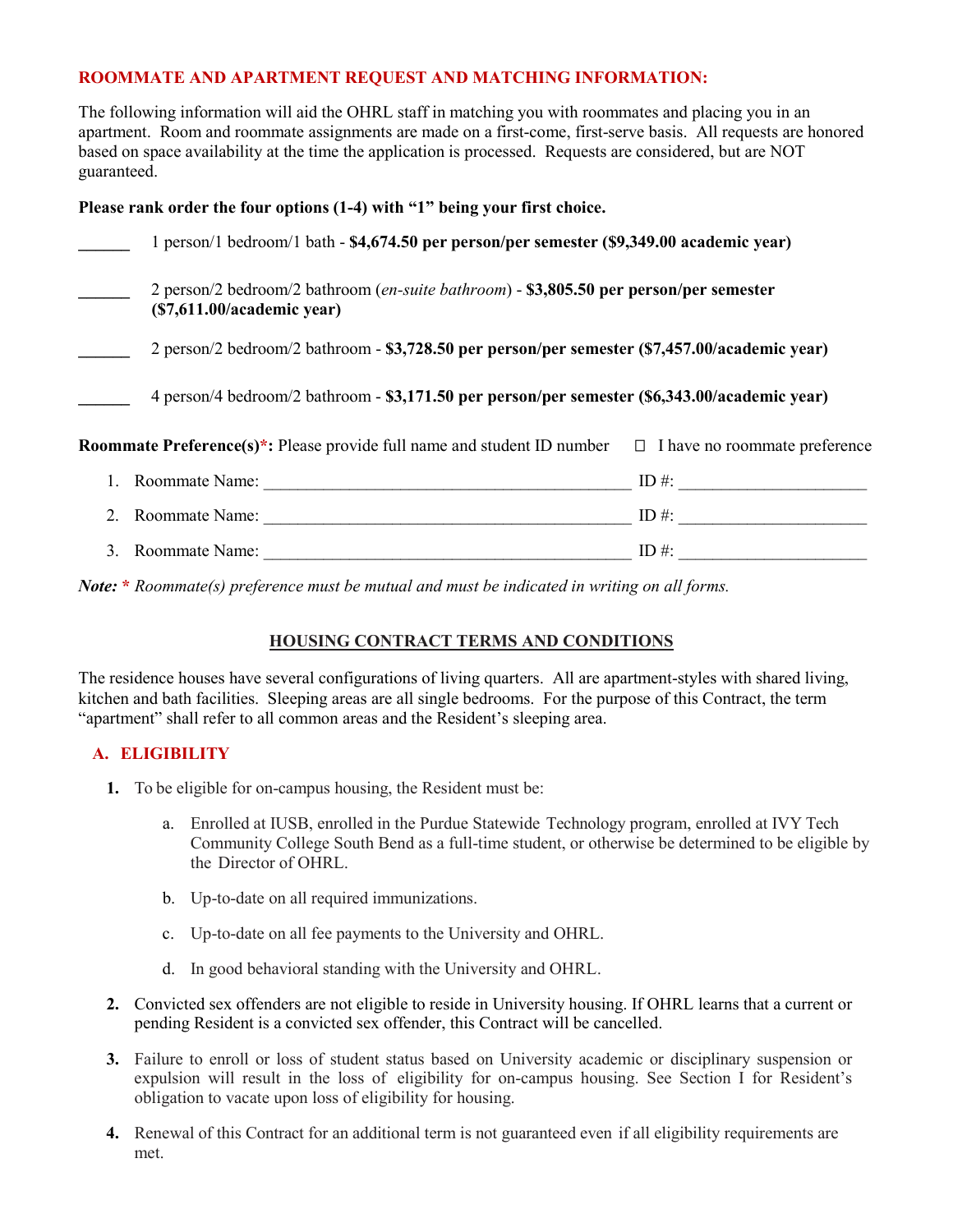## ROOMMATE AND APARTMENT REQUEST AND MATCHING INFORMATION:

The following information will aid the OHRL staff in matching you with roommates and placing you in an apartment. Room and roommate assignments are made on a first-come, first-serve basis. All requests are honored based on space availability at the time the application is processed. Requests are considered, but are NOT guaranteed.

**Please rank order the four options (1-4) with "1" being your first choice.**

______ 1 person/1 bedroom/1 bath - **$4,674.50 per person/per semester ($9,349.00 academic year)**

______ 2 person/2 bedroom/2 bathroom (*en-suite bathroom*) - **$3,805.50 per person/per semester ($7,611.00/academic year)**

______ 2 person/2 bedroom/2 bathroom - **$3,728.50 per person/per semester ($7,457.00/academic year)**

______ 4 person/4 bedroom/2 bathroom - **$3,171.50 per person/per semester ($6,343.00/academic year)**

**Roommate Preference(s)*:** Please provide full name and student ID number ☐ I have no roommate preference

1. Roommate Name: ____________________________________________ ID #: ______________________
2. Roommate Name: ____________________________________________ ID #: ______________________
3. Roommate Name: ____________________________________________ ID #: ______________________

***Note:* * *Roommate(s) preference must be mutual and must be indicated in writing on all forms.***

## HOUSING CONTRACT TERMS AND CONDITIONS

The residence houses have several configurations of living quarters. All are apartment-styles with shared living, kitchen and bath facilities. Sleeping areas are all single bedrooms. For the purpose of this Contract, the term "apartment" shall refer to all common areas and the Resident's sleeping area.

### A. ELIGIBILITY

1. To be eligible for on-campus housing, the Resident must be:
   a. Enrolled at IUSB, enrolled in the Purdue Statewide Technology program, enrolled at IVY Tech Community College South Bend as a full-time student, or otherwise be determined to be eligible by the Director of OHRL.
   b. Up-to-date on all required immunizations.
   c. Up-to-date on all fee payments to the University and OHRL.
   d. In good behavioral standing with the University and OHRL.
2. Convicted sex offenders are not eligible to reside in University housing. If OHRL learns that a current or pending Resident is a convicted sex offender, this Contract will be cancelled.
3. Failure to enroll or loss of student status based on University academic or disciplinary suspension or expulsion will result in the loss of eligibility for on-campus housing. See Section I for Resident's obligation to vacate upon loss of eligibility for housing.
4. Renewal of this Contract for an additional term is not guaranteed even if all eligibility requirements are met.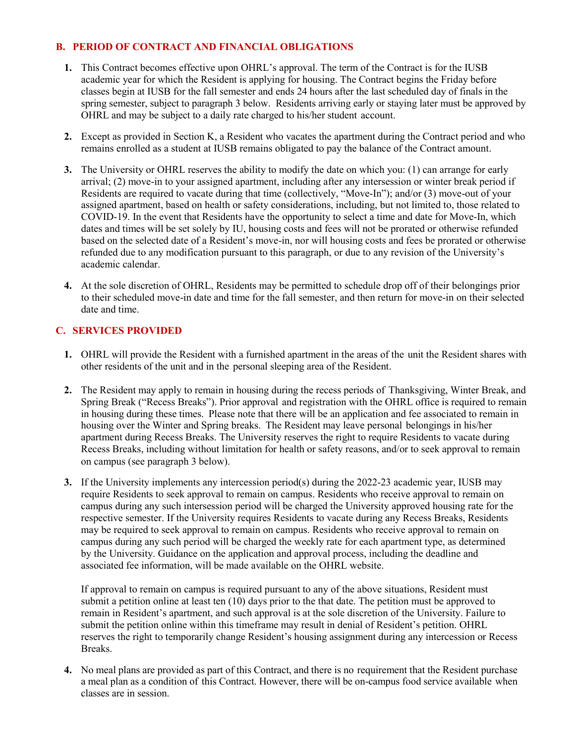## B. PERIOD OF CONTRACT AND FINANCIAL OBLIGATIONS

1. This Contract becomes effective upon OHRL's approval. The term of the Contract is for the IUSB academic year for which the Resident is applying for housing. The Contract begins the Friday before classes begin at IUSB for the fall semester and ends 24 hours after the last scheduled day of finals in the spring semester, subject to paragraph 3 below. Residents arriving early or staying later must be approved by OHRL and may be subject to a daily rate charged to his/her student account.

2. Except as provided in Section K, a Resident who vacates the apartment during the Contract period and who remains enrolled as a student at IUSB remains obligated to pay the balance of the Contract amount.

3. The University or OHRL reserves the ability to modify the date on which you: (1) can arrange for early arrival; (2) move-in to your assigned apartment, including after any intersession or winter break period if Residents are required to vacate during that time (collectively, "Move-In"); and/or (3) move-out of your assigned apartment, based on health or safety considerations, including, but not limited to, those related to COVID-19. In the event that Residents have the opportunity to select a time and date for Move-In, which dates and times will be set solely by IU, housing costs and fees will not be prorated or otherwise refunded based on the selected date of a Resident's move-in, nor will housing costs and fees be prorated or otherwise refunded due to any modification pursuant to this paragraph, or due to any revision of the University's academic calendar.

4. At the sole discretion of OHRL, Residents may be permitted to schedule drop off of their belongings prior to their scheduled move-in date and time for the fall semester, and then return for move-in on their selected date and time.

## C. SERVICES PROVIDED

1. OHRL will provide the Resident with a furnished apartment in the areas of the unit the Resident shares with other residents of the unit and in the personal sleeping area of the Resident.

2. The Resident may apply to remain in housing during the recess periods of Thanksgiving, Winter Break, and Spring Break ("Recess Breaks"). Prior approval and registration with the OHRL office is required to remain in housing during these times. Please note that there will be an application and fee associated to remain in housing over the Winter and Spring breaks. The Resident may leave personal belongings in his/her apartment during Recess Breaks. The University reserves the right to require Residents to vacate during Recess Breaks, including without limitation for health or safety reasons, and/or to seek approval to remain on campus (see paragraph 3 below).

3. If the University implements any intercession period(s) during the 2022-23 academic year, IUSB may require Residents to seek approval to remain on campus. Residents who receive approval to remain on campus during any such intersession period will be charged the University approved housing rate for the respective semester. If the University requires Residents to vacate during any Recess Breaks, Residents may be required to seek approval to remain on campus. Residents who receive approval to remain on campus during any such period will be charged the weekly rate for each apartment type, as determined by the University. Guidance on the application and approval process, including the deadline and associated fee information, will be made available on the OHRL website.

   If approval to remain on campus is required pursuant to any of the above situations, Resident must submit a petition online at least ten (10) days prior to the that date. The petition must be approved to remain in Resident's apartment, and such approval is at the sole discretion of the University. Failure to submit the petition online within this timeframe may result in denial of Resident's petition. OHRL reserves the right to temporarily change Resident's housing assignment during any intercession or Recess Breaks.

4. No meal plans are provided as part of this Contract, and there is no requirement that the Resident purchase a meal plan as a condition of this Contract. However, there will be on-campus food service available when classes are in session.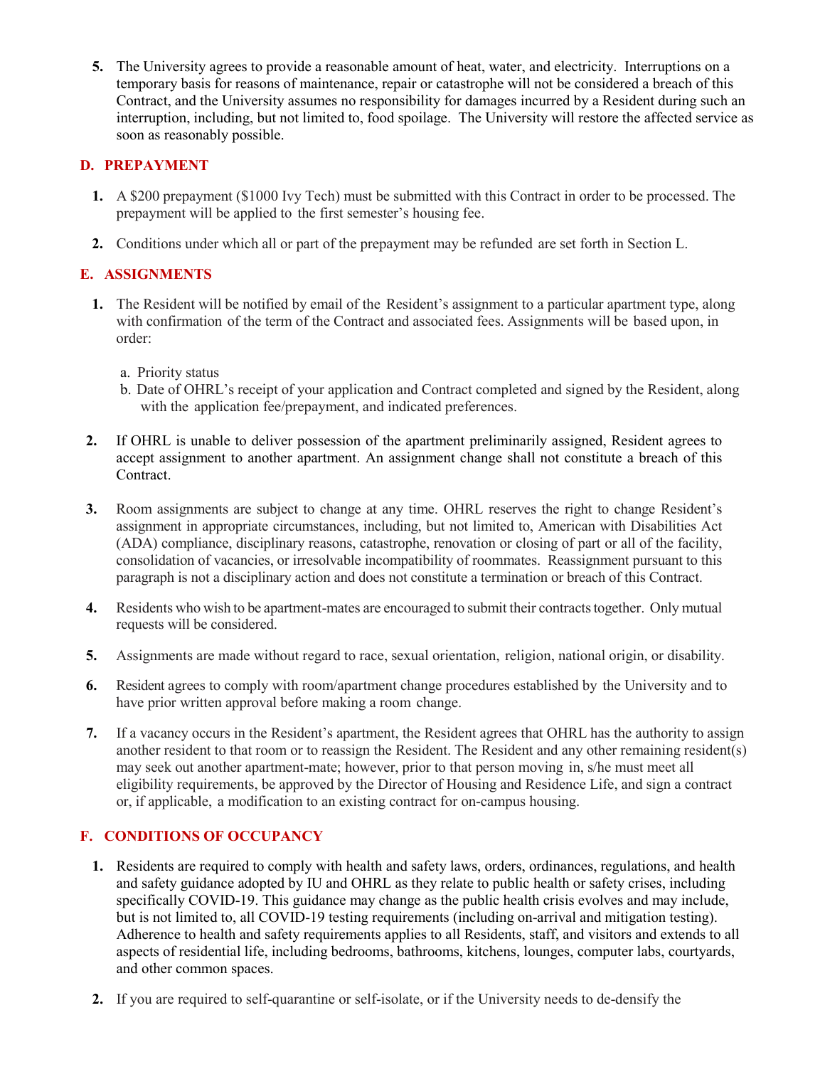5. The University agrees to provide a reasonable amount of heat, water, and electricity. Interruptions on a temporary basis for reasons of maintenance, repair or catastrophe will not be considered a breach of this Contract, and the University assumes no responsibility for damages incurred by a Resident during such an interruption, including, but not limited to, food spoilage. The University will restore the affected service as soon as reasonably possible.

## D. PREPAYMENT

1. A $200 prepayment ($1000 Ivy Tech) must be submitted with this Contract in order to be processed. The prepayment will be applied to the first semester's housing fee.

2. Conditions under which all or part of the prepayment may be refunded are set forth in Section L.

## E. ASSIGNMENTS

1. The Resident will be notified by email of the Resident's assignment to a particular apartment type, along with confirmation of the term of the Contract and associated fees. Assignments will be based upon, in order:

   a. Priority status
   b. Date of OHRL's receipt of your application and Contract completed and signed by the Resident, along with the application fee/prepayment, and indicated preferences.

2. If OHRL is unable to deliver possession of the apartment preliminarily assigned, Resident agrees to accept assignment to another apartment. An assignment change shall not constitute a breach of this Contract.

3. Room assignments are subject to change at any time. OHRL reserves the right to change Resident's assignment in appropriate circumstances, including, but not limited to, American with Disabilities Act (ADA) compliance, disciplinary reasons, catastrophe, renovation or closing of part or all of the facility, consolidation of vacancies, or irresolvable incompatibility of roommates. Reassignment pursuant to this paragraph is not a disciplinary action and does not constitute a termination or breach of this Contract.

4. Residents who wish to be apartment-mates are encouraged to submit their contracts together. Only mutual requests will be considered.

5. Assignments are made without regard to race, sexual orientation, religion, national origin, or disability.

6. Resident agrees to comply with room/apartment change procedures established by the University and to have prior written approval before making a room change.

7. If a vacancy occurs in the Resident's apartment, the Resident agrees that OHRL has the authority to assign another resident to that room or to reassign the Resident. The Resident and any other remaining resident(s) may seek out another apartment-mate; however, prior to that person moving in, s/he must meet all eligibility requirements, be approved by the Director of Housing and Residence Life, and sign a contract or, if applicable, a modification to an existing contract for on-campus housing.

## F. CONDITIONS OF OCCUPANCY

1. Residents are required to comply with health and safety laws, orders, ordinances, regulations, and health and safety guidance adopted by IU and OHRL as they relate to public health or safety crises, including specifically COVID-19. This guidance may change as the public health crisis evolves and may include, but is not limited to, all COVID-19 testing requirements (including on-arrival and mitigation testing). Adherence to health and safety requirements applies to all Residents, staff, and visitors and extends to all aspects of residential life, including bedrooms, bathrooms, kitchens, lounges, computer labs, courtyards, and other common spaces.

2. If you are required to self-quarantine or self-isolate, or if the University needs to de-densify the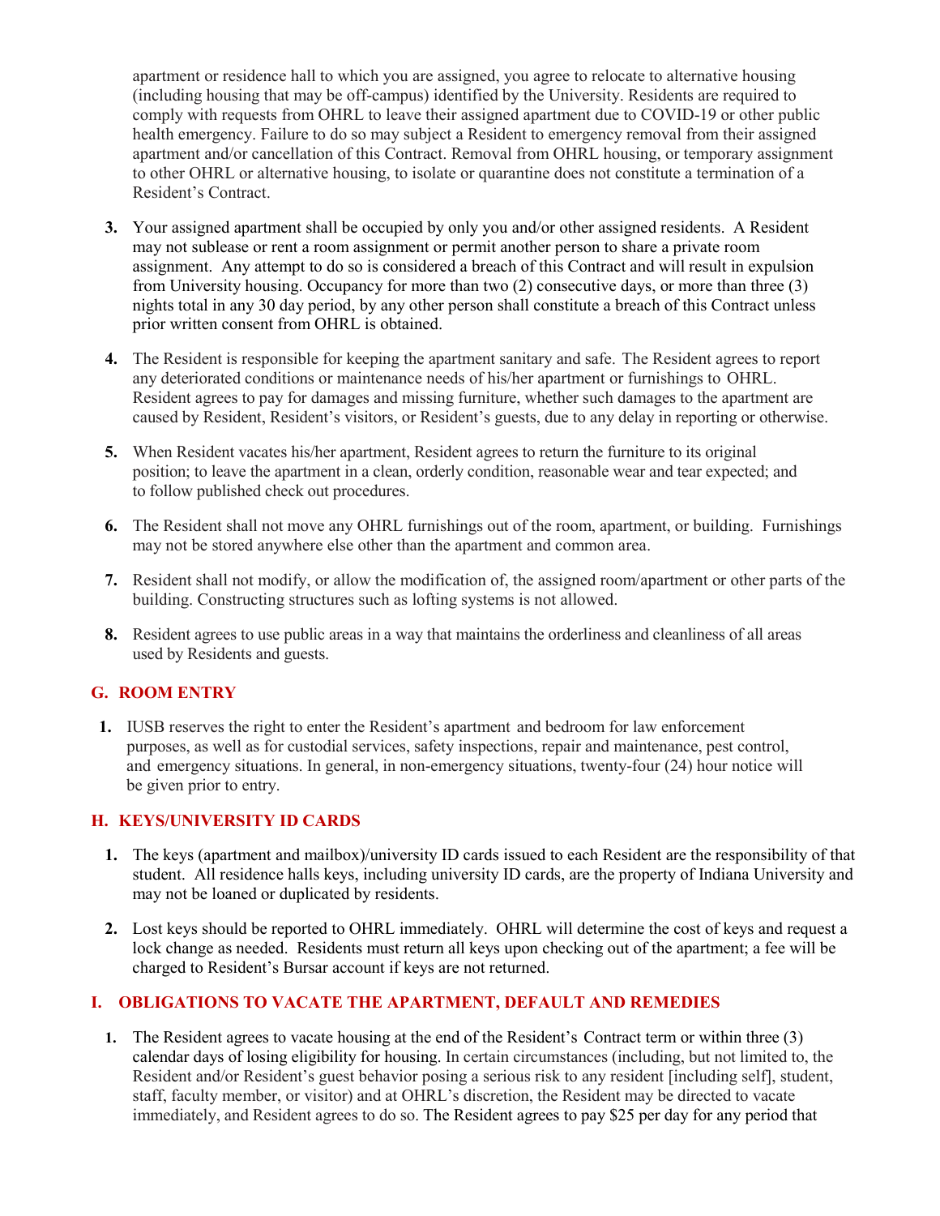apartment or residence hall to which you are assigned, you agree to relocate to alternative housing (including housing that may be off-campus) identified by the University. Residents are required to comply with requests from OHRL to leave their assigned apartment due to COVID-19 or other public health emergency. Failure to do so may subject a Resident to emergency removal from their assigned apartment and/or cancellation of this Contract. Removal from OHRL housing, or temporary assignment to other OHRL or alternative housing, to isolate or quarantine does not constitute a termination of a Resident's Contract.

3. Your assigned apartment shall be occupied by only you and/or other assigned residents. A Resident may not sublease or rent a room assignment or permit another person to share a private room assignment. Any attempt to do so is considered a breach of this Contract and will result in expulsion from University housing. Occupancy for more than two (2) consecutive days, or more than three (3) nights total in any 30 day period, by any other person shall constitute a breach of this Contract unless prior written consent from OHRL is obtained.

4. The Resident is responsible for keeping the apartment sanitary and safe. The Resident agrees to report any deteriorated conditions or maintenance needs of his/her apartment or furnishings to OHRL. Resident agrees to pay for damages and missing furniture, whether such damages to the apartment are caused by Resident, Resident's visitors, or Resident's guests, due to any delay in reporting or otherwise.

5. When Resident vacates his/her apartment, Resident agrees to return the furniture to its original position; to leave the apartment in a clean, orderly condition, reasonable wear and tear expected; and to follow published check out procedures.

6. The Resident shall not move any OHRL furnishings out of the room, apartment, or building. Furnishings may not be stored anywhere else other than the apartment and common area.

7. Resident shall not modify, or allow the modification of, the assigned room/apartment or other parts of the building. Constructing structures such as lofting systems is not allowed.

8. Resident agrees to use public areas in a way that maintains the orderliness and cleanliness of all areas used by Residents and guests.

## G. ROOM ENTRY

1. IUSB reserves the right to enter the Resident's apartment and bedroom for law enforcement purposes, as well as for custodial services, safety inspections, repair and maintenance, pest control, and emergency situations. In general, in non-emergency situations, twenty-four (24) hour notice will be given prior to entry.

## H. KEYS/UNIVERSITY ID CARDS

1. The keys (apartment and mailbox)/university ID cards issued to each Resident are the responsibility of that student. All residence halls keys, including university ID cards, are the property of Indiana University and may not be loaned or duplicated by residents.

2. Lost keys should be reported to OHRL immediately. OHRL will determine the cost of keys and request a lock change as needed. Residents must return all keys upon checking out of the apartment; a fee will be charged to Resident's Bursar account if keys are not returned.

## I. OBLIGATIONS TO VACATE THE APARTMENT, DEFAULT AND REMEDIES

1. The Resident agrees to vacate housing at the end of the Resident's Contract term or within three (3) calendar days of losing eligibility for housing. In certain circumstances (including, but not limited to, the Resident and/or Resident's guest behavior posing a serious risk to any resident [including self], student, staff, faculty member, or visitor) and at OHRL's discretion, the Resident may be directed to vacate immediately, and Resident agrees to do so. The Resident agrees to pay $25 per day for any period that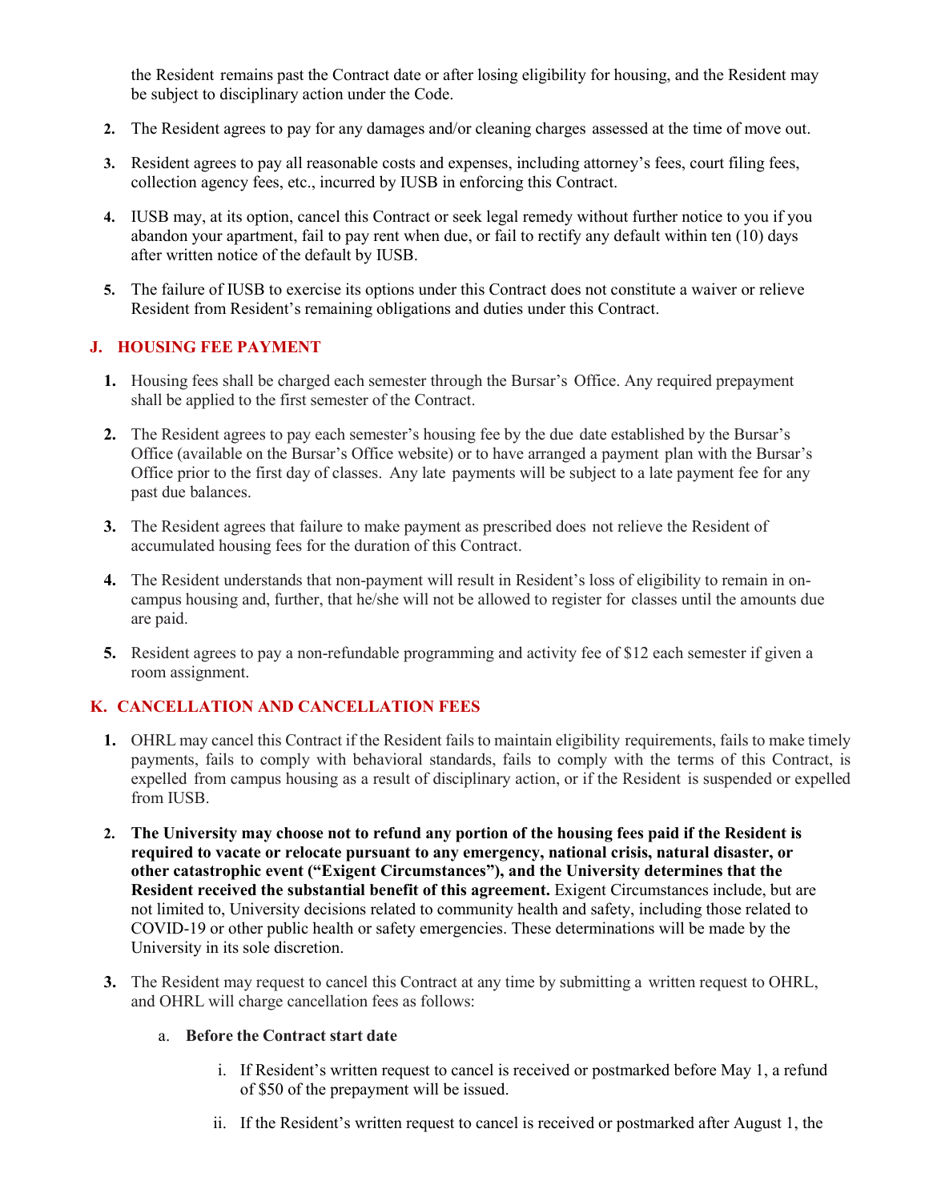the Resident remains past the Contract date or after losing eligibility for housing, and the Resident may be subject to disciplinary action under the Code.

2. The Resident agrees to pay for any damages and/or cleaning charges assessed at the time of move out.

3. Resident agrees to pay all reasonable costs and expenses, including attorney's fees, court filing fees, collection agency fees, etc., incurred by IUSB in enforcing this Contract.

4. IUSB may, at its option, cancel this Contract or seek legal remedy without further notice to you if you abandon your apartment, fail to pay rent when due, or fail to rectify any default within ten (10) days after written notice of the default by IUSB.

5. The failure of IUSB to exercise its options under this Contract does not constitute a waiver or relieve Resident from Resident's remaining obligations and duties under this Contract.

## J. HOUSING FEE PAYMENT

1. Housing fees shall be charged each semester through the Bursar's Office. Any required prepayment shall be applied to the first semester of the Contract.

2. The Resident agrees to pay each semester's housing fee by the due date established by the Bursar's Office (available on the Bursar's Office website) or to have arranged a payment plan with the Bursar's Office prior to the first day of classes. Any late payments will be subject to a late payment fee for any past due balances.

3. The Resident agrees that failure to make payment as prescribed does not relieve the Resident of accumulated housing fees for the duration of this Contract.

4. The Resident understands that non-payment will result in Resident's loss of eligibility to remain in on-campus housing and, further, that he/she will not be allowed to register for classes until the amounts due are paid.

5. Resident agrees to pay a non-refundable programming and activity fee of $12 each semester if given a room assignment.

## K. CANCELLATION AND CANCELLATION FEES

1. OHRL may cancel this Contract if the Resident fails to maintain eligibility requirements, fails to make timely payments, fails to comply with behavioral standards, fails to comply with the terms of this Contract, is expelled from campus housing as a result of disciplinary action, or if the Resident is suspended or expelled from IUSB.

2. **The University may choose not to refund any portion of the housing fees paid if the Resident is required to vacate or relocate pursuant to any emergency, national crisis, natural disaster, or other catastrophic event ("Exigent Circumstances"), and the University determines that the Resident received the substantial benefit of this agreement.** Exigent Circumstances include, but are not limited to, University decisions related to community health and safety, including those related to COVID-19 or other public health or safety emergencies. These determinations will be made by the University in its sole discretion.

3. The Resident may request to cancel this Contract at any time by submitting a written request to OHRL, and OHRL will charge cancellation fees as follows:

   a. **Before the Contract start date**

      i. If Resident's written request to cancel is received or postmarked before May 1, a refund of $50 of the prepayment will be issued.

      ii. If the Resident's written request to cancel is received or postmarked after August 1, the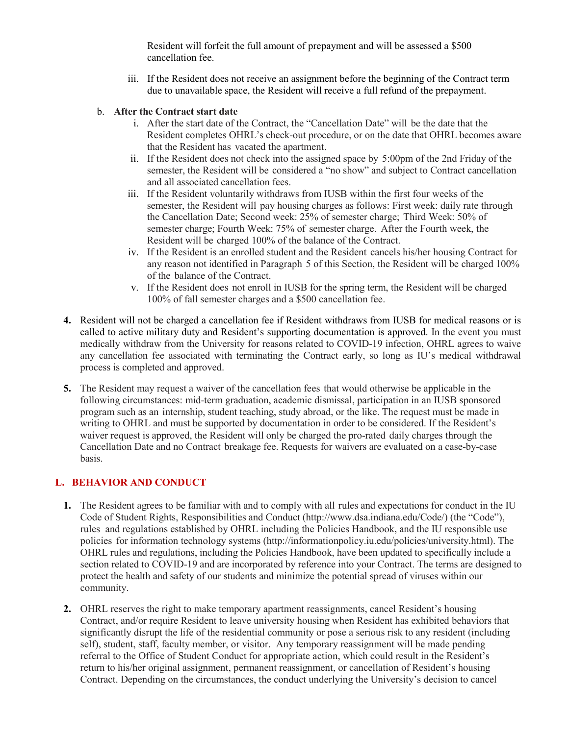Resident will forfeit the full amount of prepayment and will be assessed a $500 cancellation fee.

iii. If the Resident does not receive an assignment before the beginning of the Contract term due to unavailable space, the Resident will receive a full refund of the prepayment.

b. **After the Contract start date**

i. After the start date of the Contract, the "Cancellation Date" will be the date that the Resident completes OHRL's check-out procedure, or on the date that OHRL becomes aware that the Resident has vacated the apartment.

ii. If the Resident does not check into the assigned space by 5:00pm of the 2nd Friday of the semester, the Resident will be considered a "no show" and subject to Contract cancellation and all associated cancellation fees.

iii. If the Resident voluntarily withdraws from IUSB within the first four weeks of the semester, the Resident will pay housing charges as follows: First week: daily rate through the Cancellation Date; Second week: 25% of semester charge; Third Week: 50% of semester charge; Fourth Week: 75% of semester charge. After the Fourth week, the Resident will be charged 100% of the balance of the Contract.

iv. If the Resident is an enrolled student and the Resident cancels his/her housing Contract for any reason not identified in Paragraph 5 of this Section, the Resident will be charged 100% of the balance of the Contract.

v. If the Resident does not enroll in IUSB for the spring term, the Resident will be charged 100% of fall semester charges and a $500 cancellation fee.

**4.** Resident will not be charged a cancellation fee if Resident withdraws from IUSB for medical reasons or is called to active military duty and Resident's supporting documentation is approved. In the event you must medically withdraw from the University for reasons related to COVID-19 infection, OHRL agrees to waive any cancellation fee associated with terminating the Contract early, so long as IU's medical withdrawal process is completed and approved.

**5.** The Resident may request a waiver of the cancellation fees that would otherwise be applicable in the following circumstances: mid-term graduation, academic dismissal, participation in an IUSB sponsored program such as an internship, student teaching, study abroad, or the like. The request must be made in writing to OHRL and must be supported by documentation in order to be considered. If the Resident's waiver request is approved, the Resident will only be charged the pro-rated daily charges through the Cancellation Date and no Contract breakage fee. Requests for waivers are evaluated on a case-by-case basis.

## L. BEHAVIOR AND CONDUCT

**1.** The Resident agrees to be familiar with and to comply with all rules and expectations for conduct in the IU Code of Student Rights, Responsibilities and Conduct (http://www.dsa.indiana.edu/Code/) (the "Code"), rules and regulations established by OHRL including the Policies Handbook, and the IU responsible use policies for information technology systems (http://informationpolicy.iu.edu/policies/university.html). The OHRL rules and regulations, including the Policies Handbook, have been updated to specifically include a section related to COVID-19 and are incorporated by reference into your Contract. The terms are designed to protect the health and safety of our students and minimize the potential spread of viruses within our community.

**2.** OHRL reserves the right to make temporary apartment reassignments, cancel Resident's housing Contract, and/or require Resident to leave university housing when Resident has exhibited behaviors that significantly disrupt the life of the residential community or pose a serious risk to any resident (including self), student, staff, faculty member, or visitor. Any temporary reassignment will be made pending referral to the Office of Student Conduct for appropriate action, which could result in the Resident's return to his/her original assignment, permanent reassignment, or cancellation of Resident's housing Contract. Depending on the circumstances, the conduct underlying the University's decision to cancel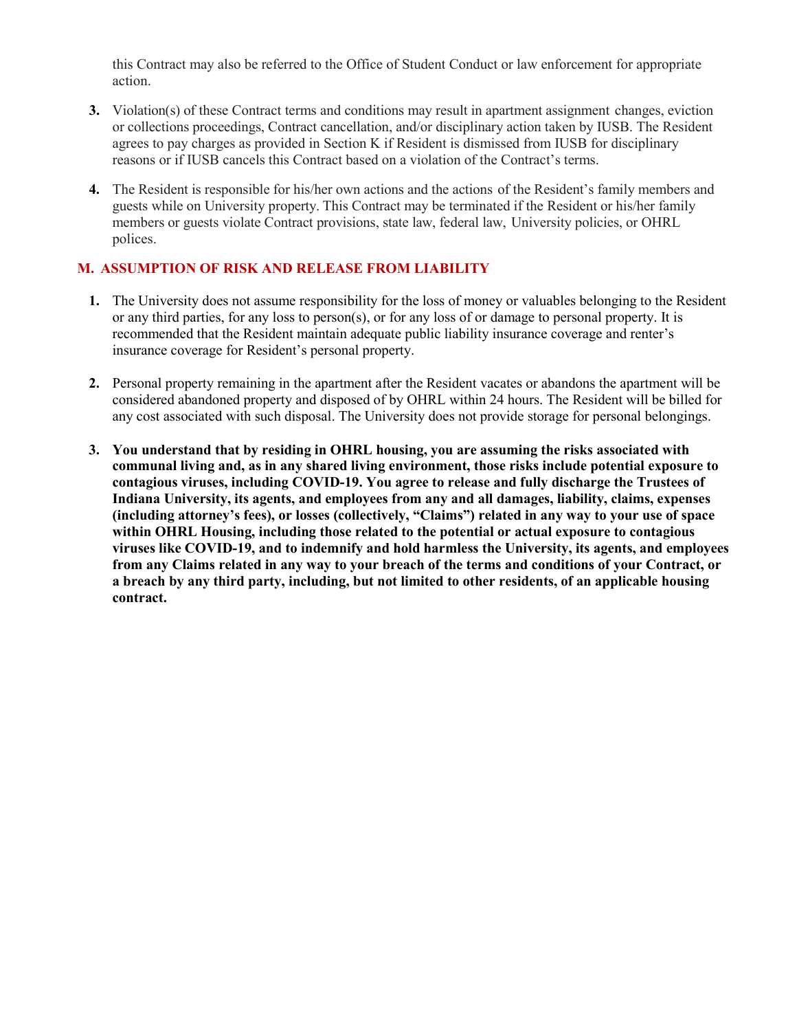this Contract may also be referred to the Office of Student Conduct or law enforcement for appropriate action.

3. Violation(s) of these Contract terms and conditions may result in apartment assignment changes, eviction or collections proceedings, Contract cancellation, and/or disciplinary action taken by IUSB. The Resident agrees to pay charges as provided in Section K if Resident is dismissed from IUSB for disciplinary reasons or if IUSB cancels this Contract based on a violation of the Contract's terms.

4. The Resident is responsible for his/her own actions and the actions of the Resident's family members and guests while on University property. This Contract may be terminated if the Resident or his/her family members or guests violate Contract provisions, state law, federal law, University policies, or OHRL polices.

## M. ASSUMPTION OF RISK AND RELEASE FROM LIABILITY

1. The University does not assume responsibility for the loss of money or valuables belonging to the Resident or any third parties, for any loss to person(s), or for any loss of or damage to personal property. It is recommended that the Resident maintain adequate public liability insurance coverage and renter's insurance coverage for Resident's personal property.

2. Personal property remaining in the apartment after the Resident vacates or abandons the apartment will be considered abandoned property and disposed of by OHRL within 24 hours. The Resident will be billed for any cost associated with such disposal. The University does not provide storage for personal belongings.

3. **You understand that by residing in OHRL housing, you are assuming the risks associated with communal living and, as in any shared living environment, those risks include potential exposure to contagious viruses, including COVID-19. You agree to release and fully discharge the Trustees of Indiana University, its agents, and employees from any and all damages, liability, claims, expenses (including attorney's fees), or losses (collectively, "Claims") related in any way to your use of space within OHRL Housing, including those related to the potential or actual exposure to contagious viruses like COVID-19, and to indemnify and hold harmless the University, its agents, and employees from any Claims related in any way to your breach of the terms and conditions of your Contract, or a breach by any third party, including, but not limited to other residents, of an applicable housing contract.**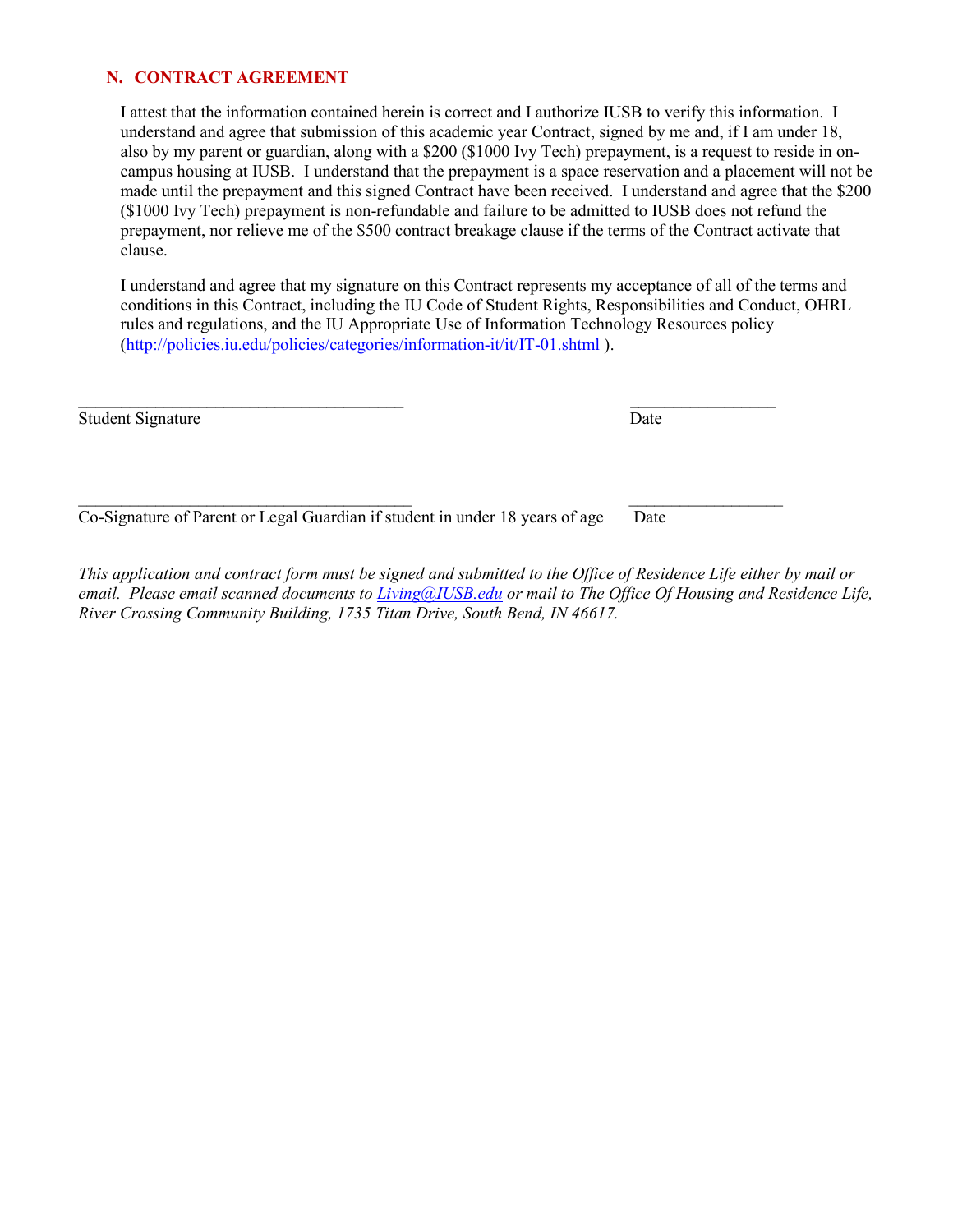## N. CONTRACT AGREEMENT

I attest that the information contained herein is correct and I authorize IUSB to verify this information. I understand and agree that submission of this academic year Contract, signed by me and, if I am under 18, also by my parent or guardian, along with a $200 ($1000 Ivy Tech) prepayment, is a request to reside in on-campus housing at IUSB. I understand that the prepayment is a space reservation and a placement will not be made until the prepayment and this signed Contract have been received. I understand and agree that the $200 ($1000 Ivy Tech) prepayment is non-refundable and failure to be admitted to IUSB does not refund the prepayment, nor relieve me of the $500 contract breakage clause if the terms of the Contract activate that clause.

I understand and agree that my signature on this Contract represents my acceptance of all of the terms and conditions in this Contract, including the IU Code of Student Rights, Responsibilities and Conduct, OHRL rules and regulations, and the IU Appropriate Use of Information Technology Resources policy (http://policies.iu.edu/policies/categories/information-it/it/IT-01.shtml ).

\_\_\_\_\_\_\_\_\_\_\_\_\_\_\_\_\_\_\_\_\_\_\_\_\_\_\_\_\_\_\_\_\_\_\_\_\_\_ \_\_\_\_\_\_\_\_\_\_\_\_\_\_\_\_\_

Student Signature Date

\_\_\_\_\_\_\_\_\_\_\_\_\_\_\_\_\_\_\_\_\_\_\_\_\_\_\_\_\_\_\_\_\_\_\_\_\_\_ \_\_\_\_\_\_\_\_\_\_\_\_\_\_\_\_\_\_

Co-Signature of Parent or Legal Guardian if student in under 18 years of age Date

*This application and contract form must be signed and submitted to the Office of Residence Life either by mail or email. Please email scanned documents to Living@IUSB.edu or mail to The Office Of Housing and Residence Life, River Crossing Community Building, 1735 Titan Drive, South Bend, IN 46617.*